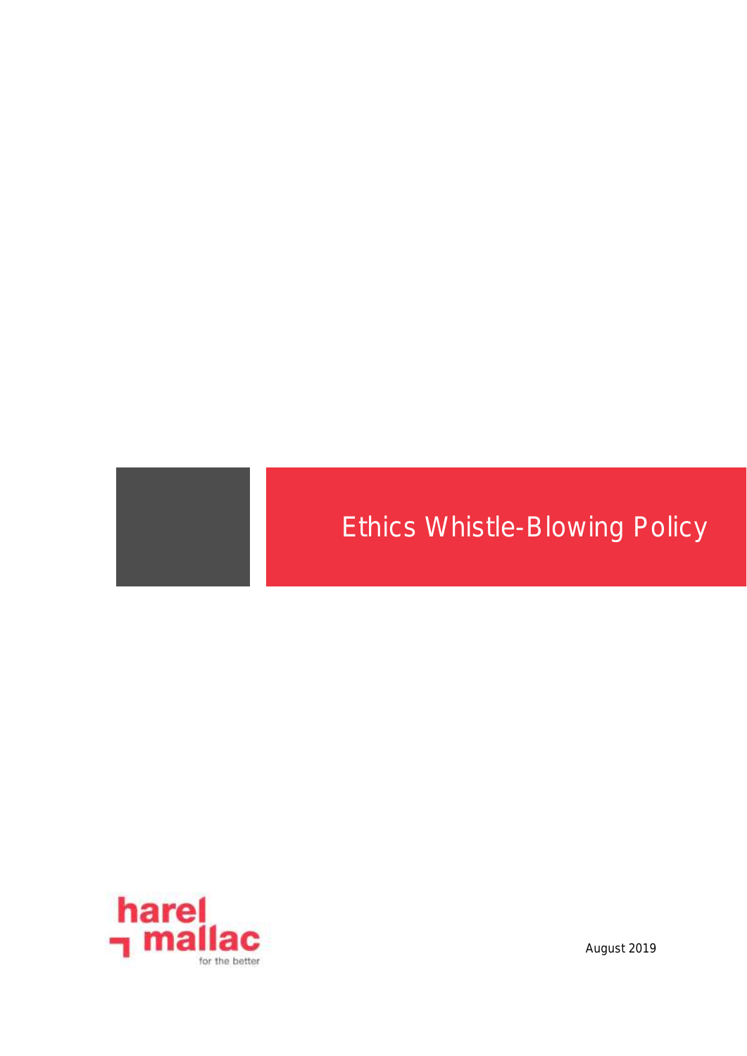# Ethics Whistle-Blowing Policy

harel mallac

for the better

August 2019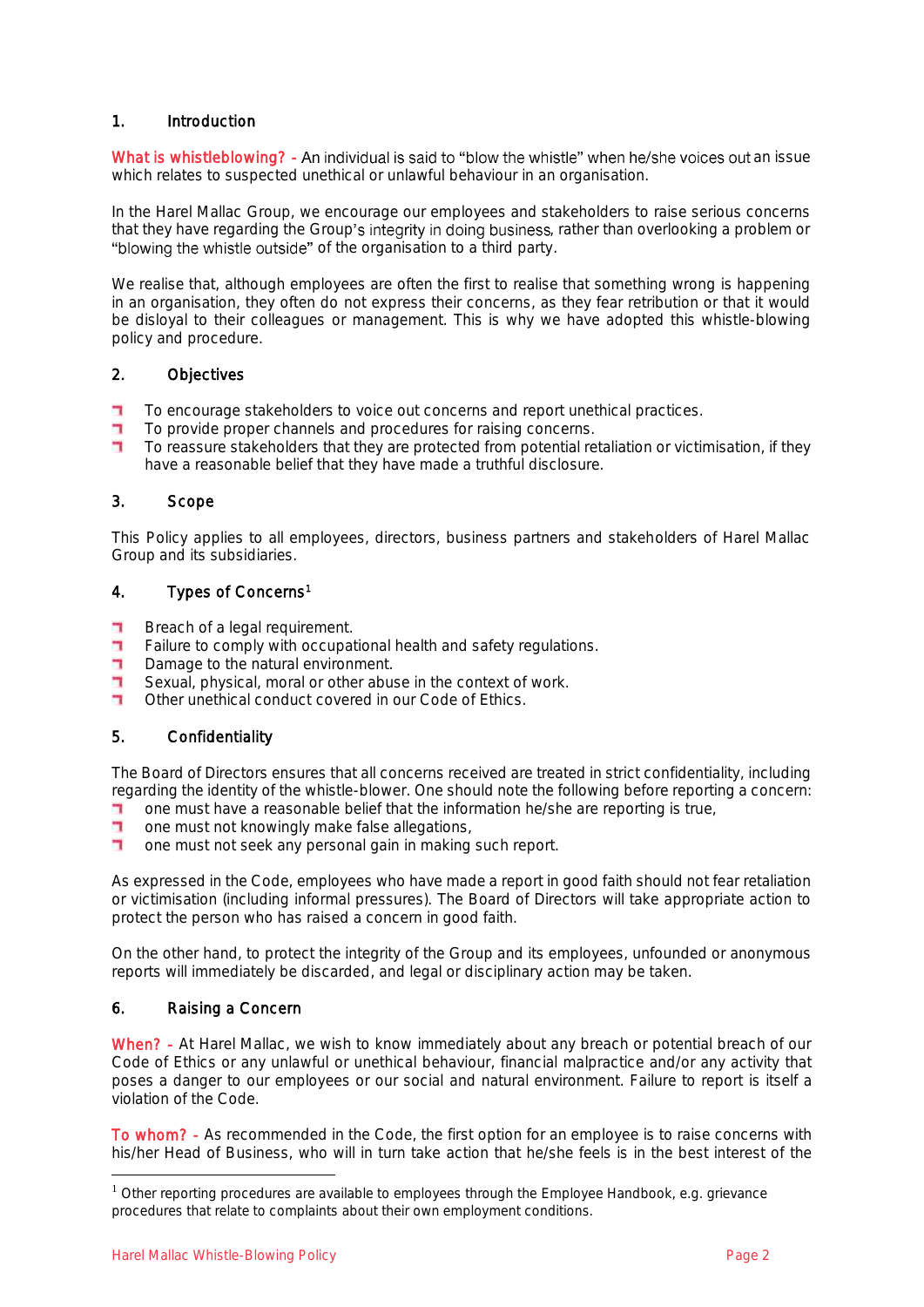## 1. Introduction

**What is whistleblowing? -** An individual is said to "blow the whistle" when he/she voices out an issue which relates to suspected unethical or unlawful behaviour in an organisation.

In the Harel Mallac Group, we encourage our employees and stakeholders to raise serious concerns that they have regarding the Group's integrity in doing business, rather than overlooking a problem or "blowing the whistle outside" of the organisation to a third party.

We realise that, although employees are often the first to realise that something wrong is happening in an organisation, they often do not express their concerns, as they fear retribution or that it would be disloyal to their colleagues or management. This is why we have adopted this whistle-blowing policy and procedure.

## 2. Objectives

- To encourage stakeholders to voice out concerns and report unethical practices.
- To provide proper channels and procedures for raising concerns.
- To reassure stakeholders that they are protected from potential retaliation or victimisation, if they have a reasonable belief that they have made a truthful disclosure.

## 3. Scope

This Policy applies to all employees, directors, business partners and stakeholders of Harel Mallac Group and its subsidiaries.

## 4. Types of Concerns[1]

- Breach of a legal requirement.
- Failure to comply with occupational health and safety regulations.
- Damage to the natural environment.
- Sexual, physical, moral or other abuse in the context of work.
- Other unethical conduct covered in our Code of Ethics.

## 5. Confidentiality

The Board of Directors ensures that all concerns received are treated in strict confidentiality, including regarding the identity of the whistle-blower. One should note the following before reporting a concern:

- one must have a reasonable belief that the information he/she are reporting is true,
- one must not knowingly make false allegations,
- one must not seek any personal gain in making such report.

As expressed in the Code, employees who have made a report in good faith should not fear retaliation or victimisation (including informal pressures). The Board of Directors will take appropriate action to protect the person who has raised a concern in good faith.

On the other hand, to protect the integrity of the Group and its employees, unfounded or anonymous reports will immediately be discarded, and legal or disciplinary action may be taken.

## 6. Raising a Concern

**When? -** At Harel Mallac, we wish to know immediately about any breach or potential breach of our Code of Ethics or any unlawful or unethical behaviour, financial malpractice and/or any activity that poses a danger to our employees or our social and natural environment. Failure to report is itself a violation of the Code.

**To whom? -** As recommended in the Code, the first option for an employee is to raise concerns with his/her Head of Business, who will in turn take action that he/she feels is in the best interest of the

[1] Other reporting procedures are available to employees through the Employee Handbook, e.g. grievance procedures that relate to complaints about their own employment conditions.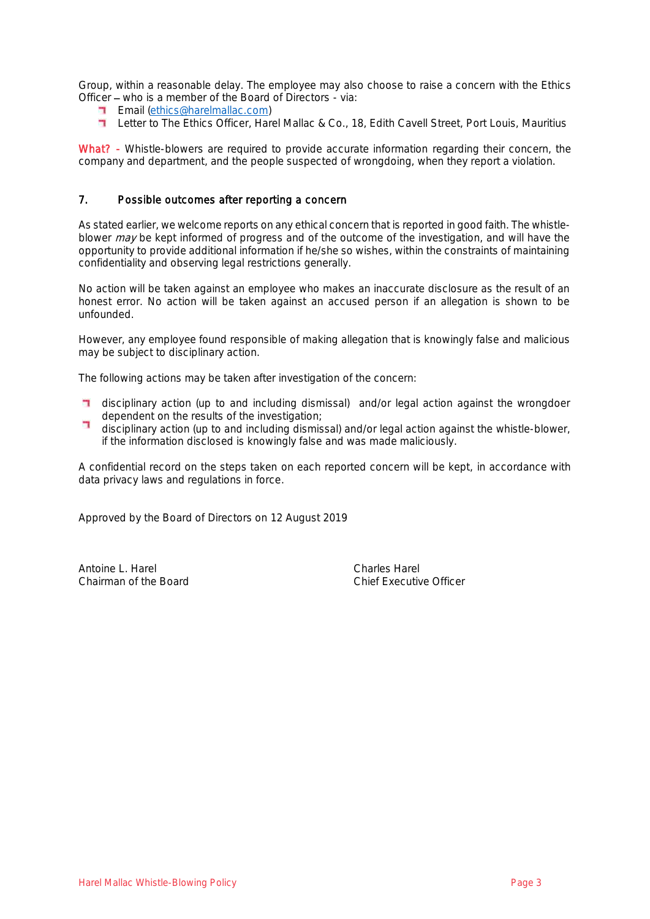Group, within a reasonable delay. The employee may also choose to raise a concern with the Ethics Officer – who is a member of the Board of Directors - via:

- Email (ethics@harelmallac.com)
- Letter to The Ethics Officer, Harel Mallac & Co., 18, Edith Cavell Street, Port Louis, Mauritius

**What? -** Whistle-blowers are required to provide accurate information regarding their concern, the company and department, and the people suspected of wrongdoing, when they report a violation.

## 7. Possible outcomes after reporting a concern

As stated earlier, we welcome reports on any ethical concern that is reported in good faith. The whistle-blower *may* be kept informed of progress and of the outcome of the investigation, and will have the opportunity to provide additional information if he/she so wishes, within the constraints of maintaining confidentiality and observing legal restrictions generally.

No action will be taken against an employee who makes an inaccurate disclosure as the result of an honest error. No action will be taken against an accused person if an allegation is shown to be unfounded.

However, any employee found responsible of making allegation that is knowingly false and malicious may be subject to disciplinary action.

The following actions may be taken after investigation of the concern:

- disciplinary action (up to and including dismissal) and/or legal action against the wrongdoer dependent on the results of the investigation;
- disciplinary action (up to and including dismissal) and/or legal action against the whistle-blower, if the information disclosed is knowingly false and was made maliciously.

A confidential record on the steps taken on each reported concern will be kept, in accordance with data privacy laws and regulations in force.

Approved by the Board of Directors on 12 August 2019

Antoine L. Harel
Chairman of the Board

Charles Harel
Chief Executive Officer